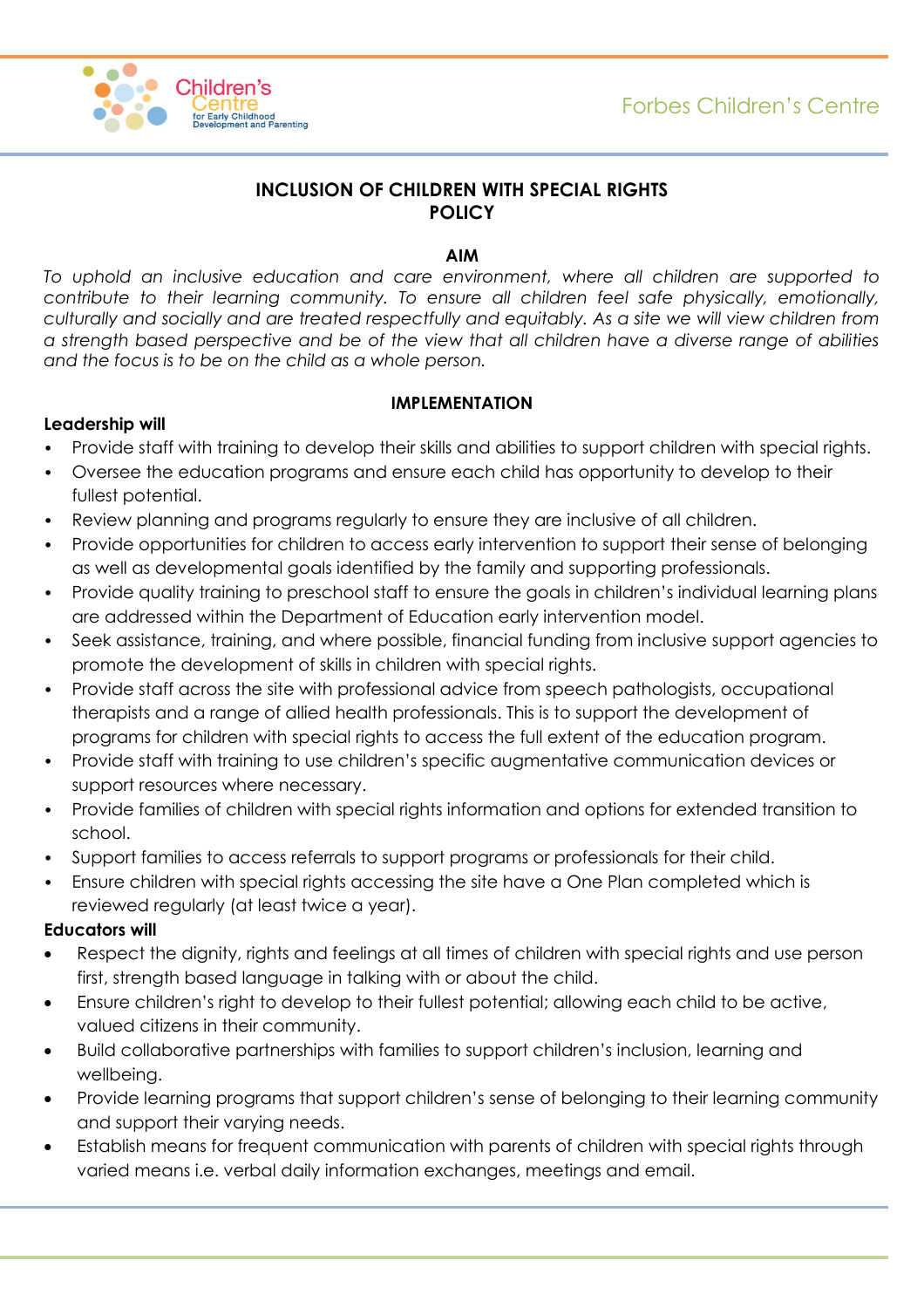# INCLUSION OF CHILDREN WITH SPECIAL RIGHTS POLICY

## AIM

*To uphold an inclusive education and care environment, where all children are supported to contribute to their learning community. To ensure all children feel safe physically, emotionally, culturally and socially and are treated respectfully and equitably. As a site we will view children from a strength based perspective and be of the view that all children have a diverse range of abilities and the focus is to be on the child as a whole person.*

## IMPLEMENTATION

**Leadership will**

- Provide staff with training to develop their skills and abilities to support children with special rights.
- Oversee the education programs and ensure each child has opportunity to develop to their fullest potential.
- Review planning and programs regularly to ensure they are inclusive of all children.
- Provide opportunities for children to access early intervention to support their sense of belonging as well as developmental goals identified by the family and supporting professionals.
- Provide quality training to preschool staff to ensure the goals in children's individual learning plans are addressed within the Department of Education early intervention model.
- Seek assistance, training, and where possible, financial funding from inclusive support agencies to promote the development of skills in children with special rights.
- Provide staff across the site with professional advice from speech pathologists, occupational therapists and a range of allied health professionals. This is to support the development of programs for children with special rights to access the full extent of the education program.
- Provide staff with training to use children's specific augmentative communication devices or support resources where necessary.
- Provide families of children with special rights information and options for extended transition to school.
- Support families to access referrals to support programs or professionals for their child.
- Ensure children with special rights accessing the site have a One Plan completed which is reviewed regularly (at least twice a year).

**Educators will**

- Respect the dignity, rights and feelings at all times of children with special rights and use person first, strength based language in talking with or about the child.
- Ensure children's right to develop to their fullest potential; allowing each child to be active, valued citizens in their community.
- Build collaborative partnerships with families to support children's inclusion, learning and wellbeing.
- Provide learning programs that support children's sense of belonging to their learning community and support their varying needs.
- Establish means for frequent communication with parents of children with special rights through varied means i.e. verbal daily information exchanges, meetings and email.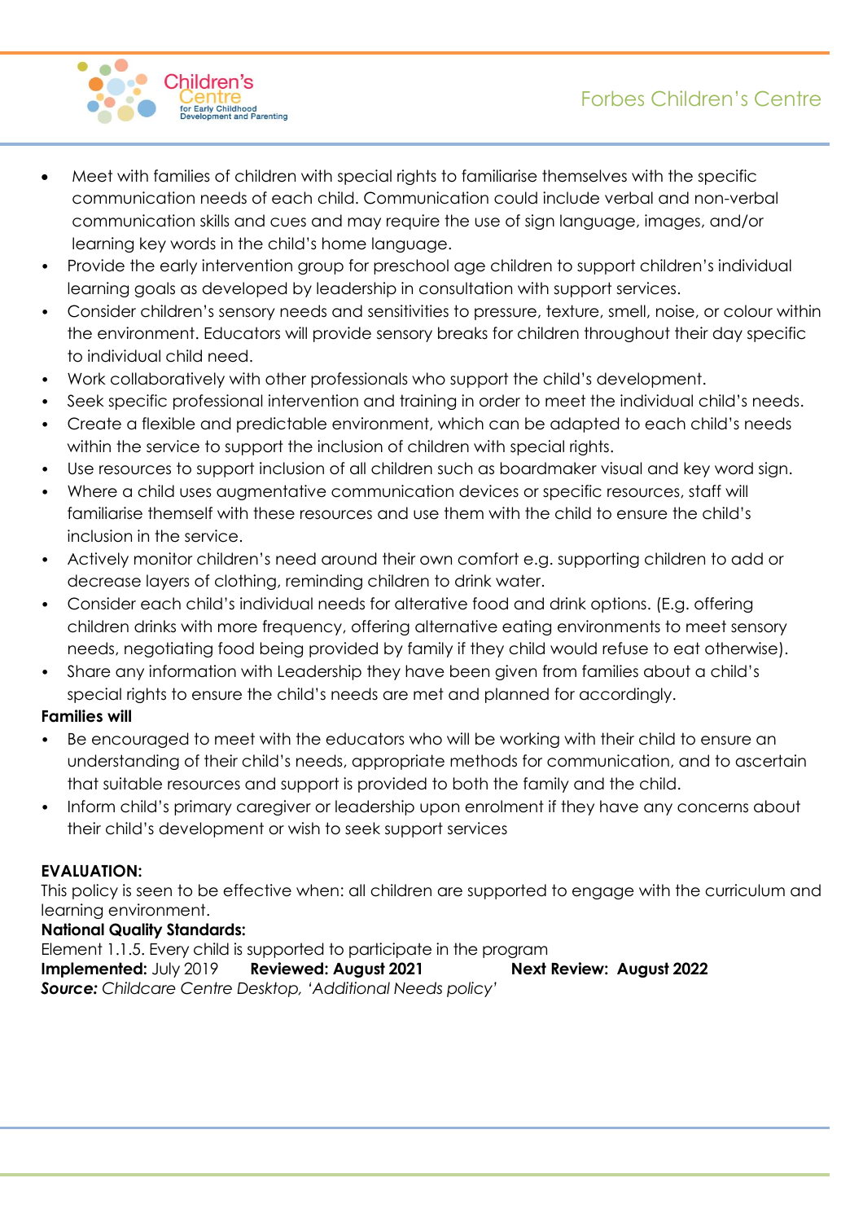- Meet with families of children with special rights to familiarise themselves with the specific communication needs of each child. Communication could include verbal and non-verbal communication skills and cues and may require the use of sign language, images, and/or learning key words in the child's home language.
- Provide the early intervention group for preschool age children to support children's individual learning goals as developed by leadership in consultation with support services.
- Consider children's sensory needs and sensitivities to pressure, texture, smell, noise, or colour within the environment. Educators will provide sensory breaks for children throughout their day specific to individual child need.
- Work collaboratively with other professionals who support the child's development.
- Seek specific professional intervention and training in order to meet the individual child's needs.
- Create a flexible and predictable environment, which can be adapted to each child's needs within the service to support the inclusion of children with special rights.
- Use resources to support inclusion of all children such as boardmaker visual and key word sign.
- Where a child uses augmentative communication devices or specific resources, staff will familiarise themself with these resources and use them with the child to ensure the child's inclusion in the service.
- Actively monitor children's need around their own comfort e.g. supporting children to add or decrease layers of clothing, reminding children to drink water.
- Consider each child's individual needs for alterative food and drink options. (E.g. offering children drinks with more frequency, offering alternative eating environments to meet sensory needs, negotiating food being provided by family if they child would refuse to eat otherwise).
- Share any information with Leadership they have been given from families about a child's special rights to ensure the child's needs are met and planned for accordingly.

**Families will**

- Be encouraged to meet with the educators who will be working with their child to ensure an understanding of their child's needs, appropriate methods for communication, and to ascertain that suitable resources and support is provided to both the family and the child.
- Inform child's primary caregiver or leadership upon enrolment if they have any concerns about their child's development or wish to seek support services

**EVALUATION:**

This policy is seen to be effective when: all children are supported to engage with the curriculum and learning environment.

**National Quality Standards:**

Element 1.1.5. Every child is supported to participate in the program

**Implemented:** July 2019 **Reviewed: August 2021** **Next Review: August 2022**

***Source:*** *Childcare Centre Desktop, 'Additional Needs policy'*